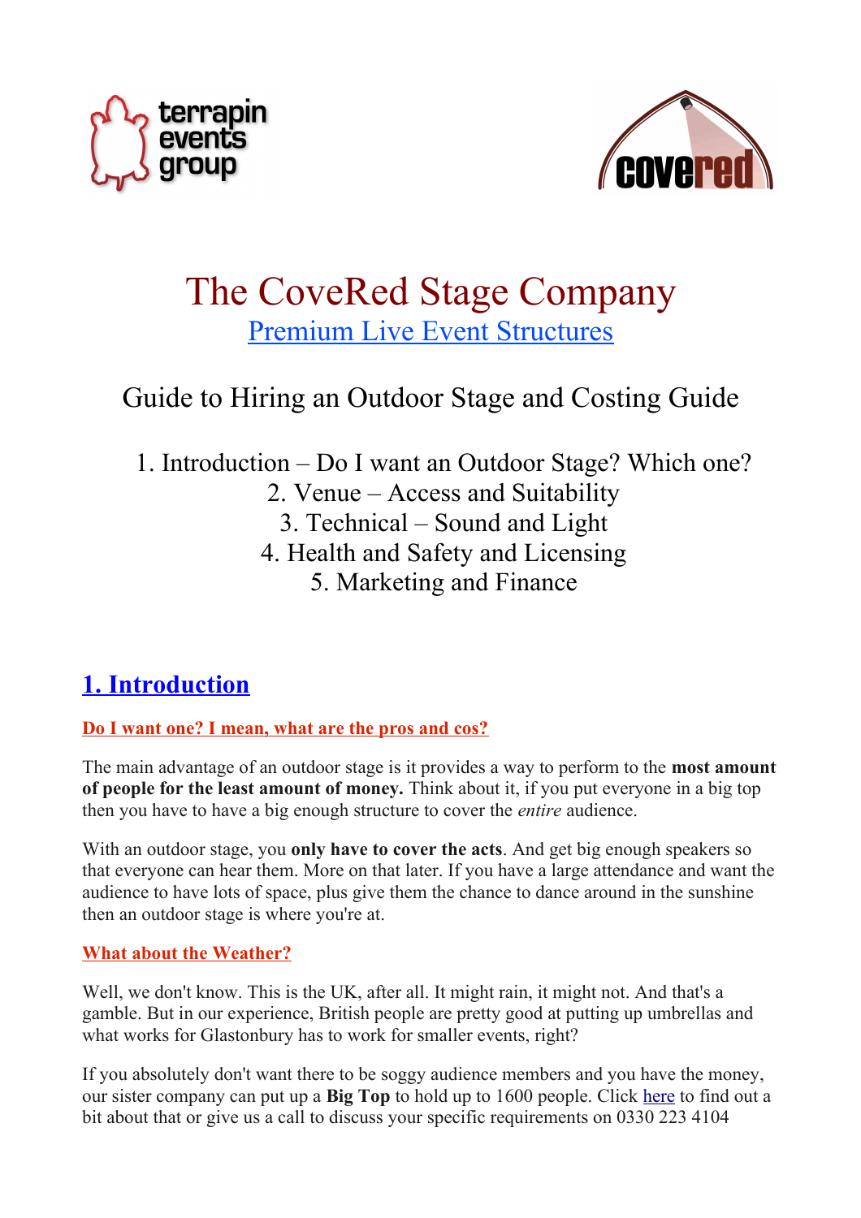terrapin events group

covered

# The CoveRed Stage Company

[Premium Live Event Structures]

## Guide to Hiring an Outdoor Stage and Costing Guide

1. Introduction – Do I want an Outdoor Stage? Which one?
2. Venue – Access and Suitability
3. Technical – Sound and Light
4. Health and Safety and Licensing
5. Marketing and Finance

## 1. Introduction

### Do I want one? I mean, what are the pros and cos?

The main advantage of an outdoor stage is it provides a way to perform to the **most amount of people for the least amount of money.** Think about it, if you put everyone in a big top then you have to have a big enough structure to cover the *entire* audience.

With an outdoor stage, you **only have to cover the acts**. And get big enough speakers so that everyone can hear them. More on that later. If you have a large attendance and want the audience to have lots of space, plus give them the chance to dance around in the sunshine then an outdoor stage is where you're at.

### What about the Weather?

Well, we don't know. This is the UK, after all. It might rain, it might not. And that's a gamble. But in our experience, British people are pretty good at putting up umbrellas and what works for Glastonbury has to work for smaller events, right?

If you absolutely don't want there to be soggy audience members and you have the money, our sister company can put up a **Big Top** to hold up to 1600 people. Click here to find out a bit about that or give us a call to discuss your specific requirements on 0330 223 4104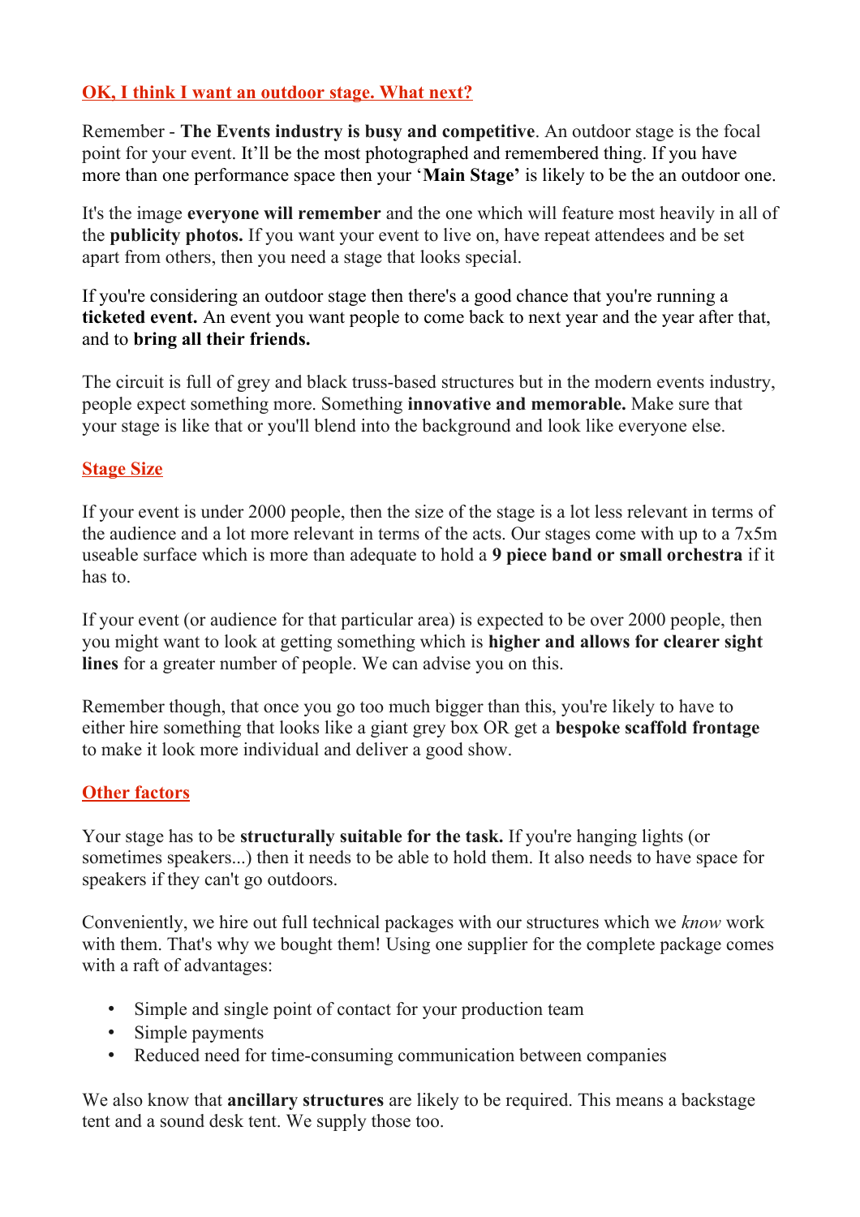## OK, I think I want an outdoor stage. What next?

Remember - **The Events industry is busy and competitive**. An outdoor stage is the focal point for your event. It'll be the most photographed and remembered thing. If you have more than one performance space then your '**Main Stage'** is likely to be the an outdoor one.

It's the image **everyone will remember** and the one which will feature most heavily in all of the **publicity photos.** If you want your event to live on, have repeat attendees and be set apart from others, then you need a stage that looks special.

If you're considering an outdoor stage then there's a good chance that you're running a **ticketed event.** An event you want people to come back to next year and the year after that, and to **bring all their friends.**

The circuit is full of grey and black truss-based structures but in the modern events industry, people expect something more. Something **innovative and memorable.** Make sure that your stage is like that or you'll blend into the background and look like everyone else.

## Stage Size

If your event is under 2000 people, then the size of the stage is a lot less relevant in terms of the audience and a lot more relevant in terms of the acts. Our stages come with up to a 7x5m useable surface which is more than adequate to hold a **9 piece band or small orchestra** if it has to.

If your event (or audience for that particular area) is expected to be over 2000 people, then you might want to look at getting something which is **higher and allows for clearer sight lines** for a greater number of people. We can advise you on this.

Remember though, that once you go too much bigger than this, you're likely to have to either hire something that looks like a giant grey box OR get a **bespoke scaffold frontage** to make it look more individual and deliver a good show.

## Other factors

Your stage has to be **structurally suitable for the task.** If you're hanging lights (or sometimes speakers...) then it needs to be able to hold them. It also needs to have space for speakers if they can't go outdoors.

Conveniently, we hire out full technical packages with our structures which we *know* work with them. That's why we bought them! Using one supplier for the complete package comes with a raft of advantages:

- Simple and single point of contact for your production team
- Simple payments
- Reduced need for time-consuming communication between companies

We also know that **ancillary structures** are likely to be required. This means a backstage tent and a sound desk tent. We supply those too.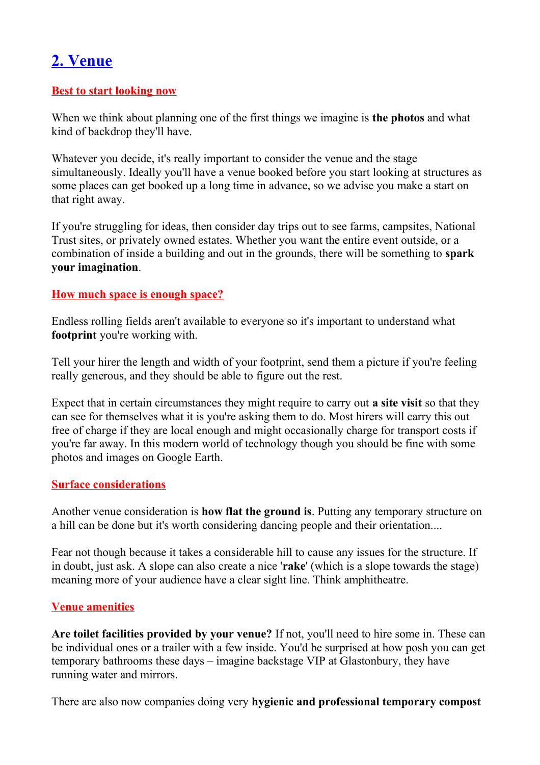## 2. Venue

### Best to start looking now

When we think about planning one of the first things we imagine is **the photos** and what kind of backdrop they'll have.

Whatever you decide, it's really important to consider the venue and the stage simultaneously. Ideally you'll have a venue booked before you start looking at structures as some places can get booked up a long time in advance, so we advise you make a start on that right away.

If you're struggling for ideas, then consider day trips out to see farms, campsites, National Trust sites, or privately owned estates. Whether you want the entire event outside, or a combination of inside a building and out in the grounds, there will be something to **spark your imagination**.

### How much space is enough space?

Endless rolling fields aren't available to everyone so it's important to understand what **footprint** you're working with.

Tell your hirer the length and width of your footprint, send them a picture if you're feeling really generous, and they should be able to figure out the rest.

Expect that in certain circumstances they might require to carry out **a site visit** so that they can see for themselves what it is you're asking them to do. Most hirers will carry this out free of charge if they are local enough and might occasionally charge for transport costs if you're far away. In this modern world of technology though you should be fine with some photos and images on Google Earth.

### Surface considerations

Another venue consideration is **how flat the ground is**. Putting any temporary structure on a hill can be done but it's worth considering dancing people and their orientation....

Fear not though because it takes a considerable hill to cause any issues for the structure. If in doubt, just ask. A slope can also create a nice '**rake**' (which is a slope towards the stage) meaning more of your audience have a clear sight line. Think amphitheatre.

### Venue amenities

**Are toilet facilities provided by your venue?** If not, you'll need to hire some in. These can be individual ones or a trailer with a few inside. You'd be surprised at how posh you can get temporary bathrooms these days – imagine backstage VIP at Glastonbury, they have running water and mirrors.

There are also now companies doing very **hygienic and professional temporary compost**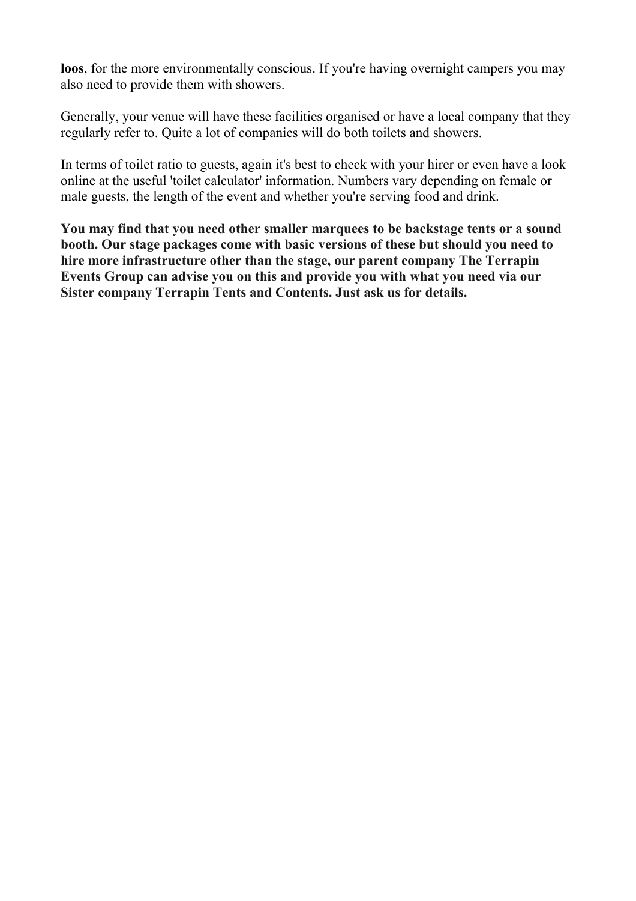**loos**, for the more environmentally conscious. If you're having overnight campers you may also need to provide them with showers.

Generally, your venue will have these facilities organised or have a local company that they regularly refer to. Quite a lot of companies will do both toilets and showers.

In terms of toilet ratio to guests, again it's best to check with your hirer or even have a look online at the useful 'toilet calculator' information. Numbers vary depending on female or male guests, the length of the event and whether you're serving food and drink.

**You may find that you need other smaller marquees to be backstage tents or a sound booth. Our stage packages come with basic versions of these but should you need to hire more infrastructure other than the stage, our parent company The Terrapin Events Group can advise you on this and provide you with what you need via our Sister company Terrapin Tents and Contents. Just ask us for details.**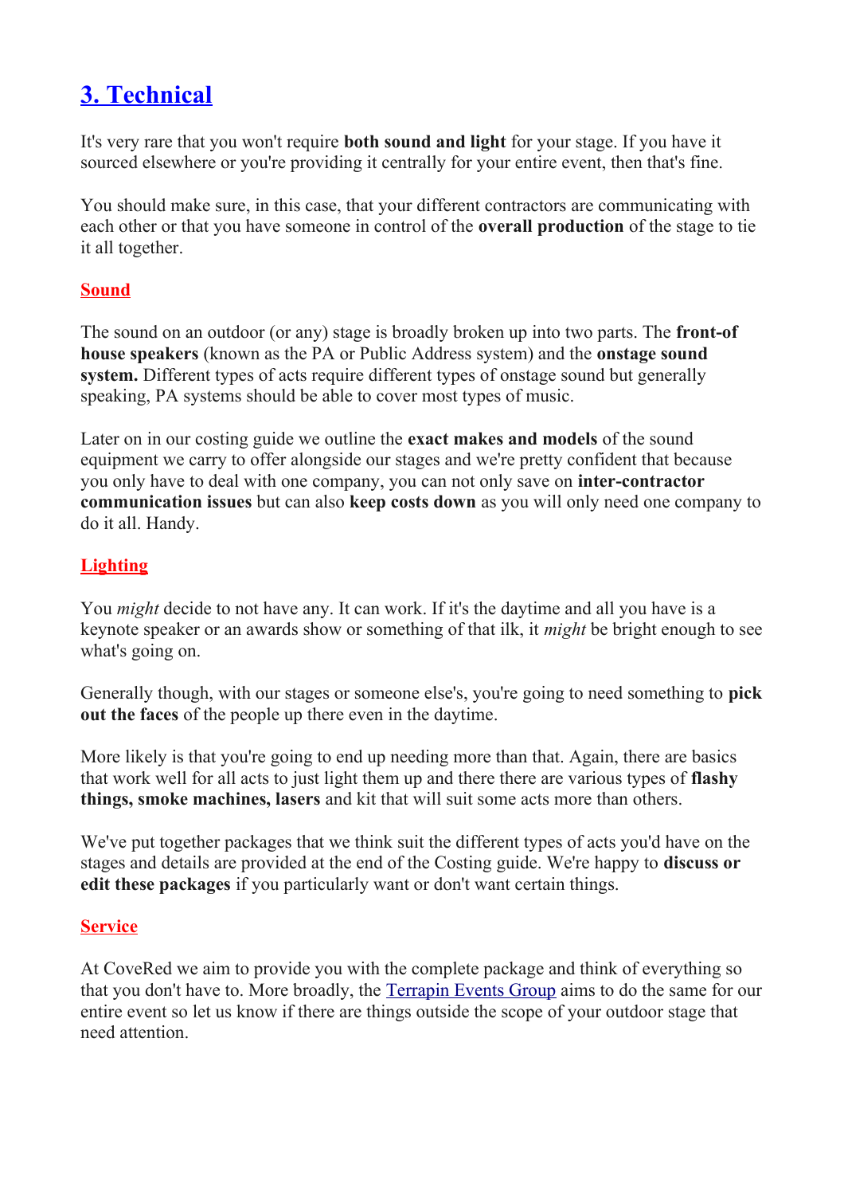## 3. Technical

It's very rare that you won't require **both sound and light** for your stage. If you have it sourced elsewhere or you're providing it centrally for your entire event, then that's fine.

You should make sure, in this case, that your different contractors are communicating with each other or that you have someone in control of the **overall production** of the stage to tie it all together.

### Sound

The sound on an outdoor (or any) stage is broadly broken up into two parts. The **front-of house speakers** (known as the PA or Public Address system) and the **onstage sound system.** Different types of acts require different types of onstage sound but generally speaking, PA systems should be able to cover most types of music.

Later on in our costing guide we outline the **exact makes and models** of the sound equipment we carry to offer alongside our stages and we're pretty confident that because you only have to deal with one company, you can not only save on **inter-contractor communication issues** but can also **keep costs down** as you will only need one company to do it all. Handy.

### Lighting

You *might* decide to not have any. It can work. If it's the daytime and all you have is a keynote speaker or an awards show or something of that ilk, it *might* be bright enough to see what's going on.

Generally though, with our stages or someone else's, you're going to need something to **pick out the faces** of the people up there even in the daytime.

More likely is that you're going to end up needing more than that. Again, there are basics that work well for all acts to just light them up and there there are various types of **flashy things, smoke machines, lasers** and kit that will suit some acts more than others.

We've put together packages that we think suit the different types of acts you'd have on the stages and details are provided at the end of the Costing guide. We're happy to **discuss or edit these packages** if you particularly want or don't want certain things.

### Service

At CoveRed we aim to provide you with the complete package and think of everything so that you don't have to. More broadly, the Terrapin Events Group aims to do the same for our entire event so let us know if there are things outside the scope of your outdoor stage that need attention.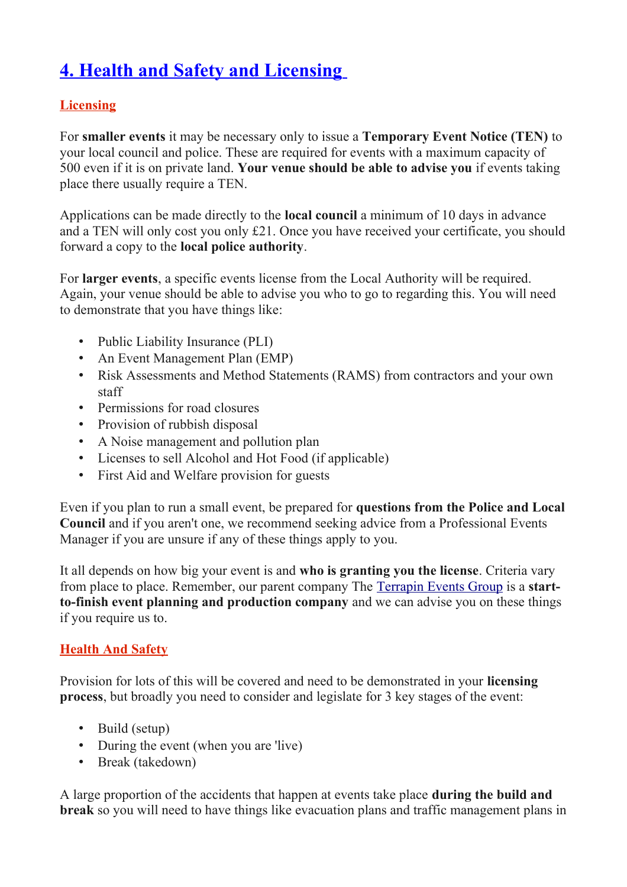## 4. Health and Safety and Licensing

### Licensing

For **smaller events** it may be necessary only to issue a **Temporary Event Notice (TEN)** to your local council and police. These are required for events with a maximum capacity of 500 even if it is on private land. **Your venue should be able to advise you** if events taking place there usually require a TEN.

Applications can be made directly to the **local council** a minimum of 10 days in advance and a TEN will only cost you only £21. Once you have received your certificate, you should forward a copy to the **local police authority**.

For **larger events**, a specific events license from the Local Authority will be required. Again, your venue should be able to advise you who to go to regarding this. You will need to demonstrate that you have things like:

- Public Liability Insurance (PLI)
- An Event Management Plan (EMP)
- Risk Assessments and Method Statements (RAMS) from contractors and your own staff
- Permissions for road closures
- Provision of rubbish disposal
- A Noise management and pollution plan
- Licenses to sell Alcohol and Hot Food (if applicable)
- First Aid and Welfare provision for guests

Even if you plan to run a small event, be prepared for **questions from the Police and Local Council** and if you aren't one, we recommend seeking advice from a Professional Events Manager if you are unsure if any of these things apply to you.

It all depends on how big your event is and **who is granting you the license**. Criteria vary from place to place. Remember, our parent company The Terrapin Events Group is a **start-to-finish event planning and production company** and we can advise you on these things if you require us to.

### Health And Safety

Provision for lots of this will be covered and need to be demonstrated in your **licensing process**, but broadly you need to consider and legislate for 3 key stages of the event:

- Build (setup)
- During the event (when you are 'live)
- Break (takedown)

A large proportion of the accidents that happen at events take place **during the build and break** so you will need to have things like evacuation plans and traffic management plans in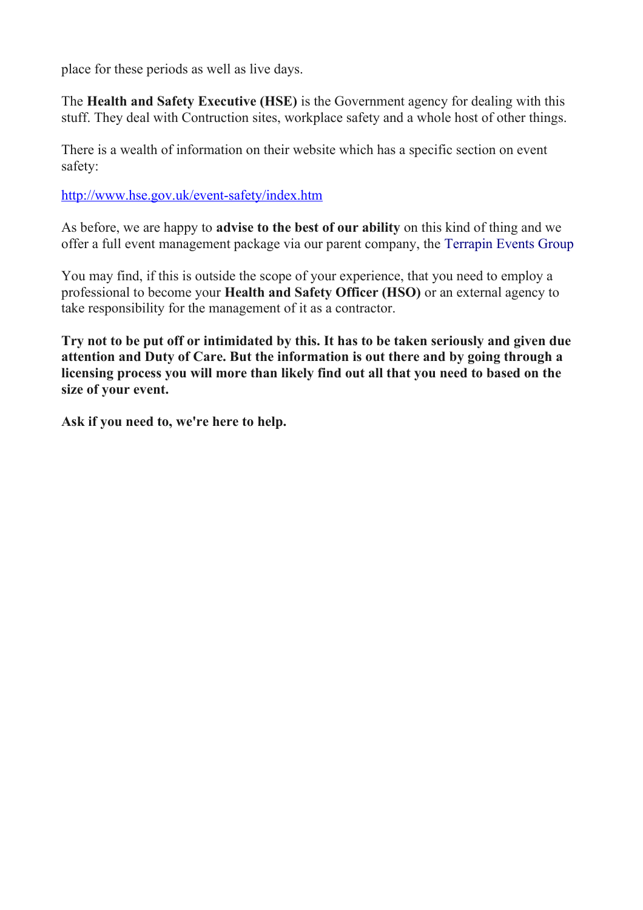place for these periods as well as live days.

The **Health and Safety Executive (HSE)** is the Government agency for dealing with this stuff. They deal with Contruction sites, workplace safety and a whole host of other things.

There is a wealth of information on their website which has a specific section on event safety:

http://www.hse.gov.uk/event-safety/index.htm

As before, we are happy to **advise to the best of our ability** on this kind of thing and we offer a full event management package via our parent company, the Terrapin Events Group

You may find, if this is outside the scope of your experience, that you need to employ a professional to become your **Health and Safety Officer (HSO)** or an external agency to take responsibility for the management of it as a contractor.

**Try not to be put off or intimidated by this. It has to be taken seriously and given due attention and Duty of Care. But the information is out there and by going through a licensing process you will more than likely find out all that you need to based on the size of your event.**

**Ask if you need to, we're here to help.**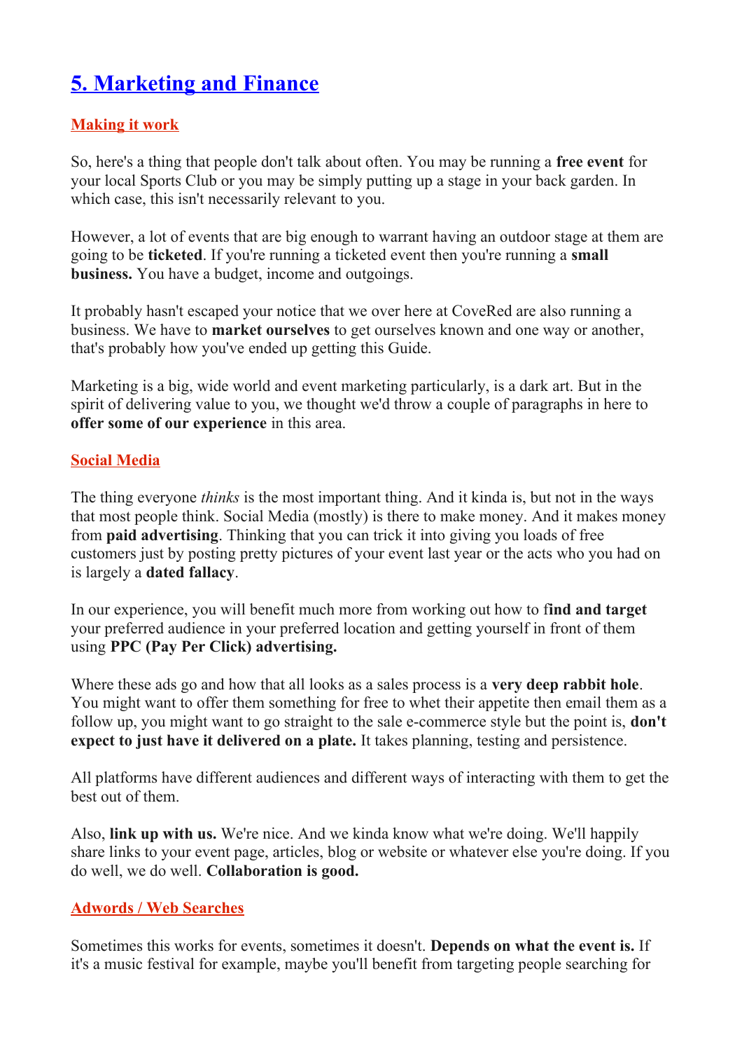# 5. Marketing and Finance

## Making it work

So, here's a thing that people don't talk about often. You may be running a **free event** for your local Sports Club or you may be simply putting up a stage in your back garden. In which case, this isn't necessarily relevant to you.

However, a lot of events that are big enough to warrant having an outdoor stage at them are going to be **ticketed**. If you're running a ticketed event then you're running a **small business.** You have a budget, income and outgoings.

It probably hasn't escaped your notice that we over here at CoveRed are also running a business. We have to **market ourselves** to get ourselves known and one way or another, that's probably how you've ended up getting this Guide.

Marketing is a big, wide world and event marketing particularly, is a dark art. But in the spirit of delivering value to you, we thought we'd throw a couple of paragraphs in here to **offer some of our experience** in this area.

## Social Media

The thing everyone *thinks* is the most important thing. And it kinda is, but not in the ways that most people think. Social Media (mostly) is there to make money. And it makes money from **paid advertising**. Thinking that you can trick it into giving you loads of free customers just by posting pretty pictures of your event last year or the acts who you had on is largely a **dated fallacy**.

In our experience, you will benefit much more from working out how to f**ind and target** your preferred audience in your preferred location and getting yourself in front of them using **PPC (Pay Per Click) advertising.**

Where these ads go and how that all looks as a sales process is a **very deep rabbit hole**. You might want to offer them something for free to whet their appetite then email them as a follow up, you might want to go straight to the sale e-commerce style but the point is, **don't expect to just have it delivered on a plate.** It takes planning, testing and persistence.

All platforms have different audiences and different ways of interacting with them to get the best out of them.

Also, **link up with us.** We're nice. And we kinda know what we're doing. We'll happily share links to your event page, articles, blog or website or whatever else you're doing. If you do well, we do well. **Collaboration is good.**

## Adwords / Web Searches

Sometimes this works for events, sometimes it doesn't. **Depends on what the event is.** If it's a music festival for example, maybe you'll benefit from targeting people searching for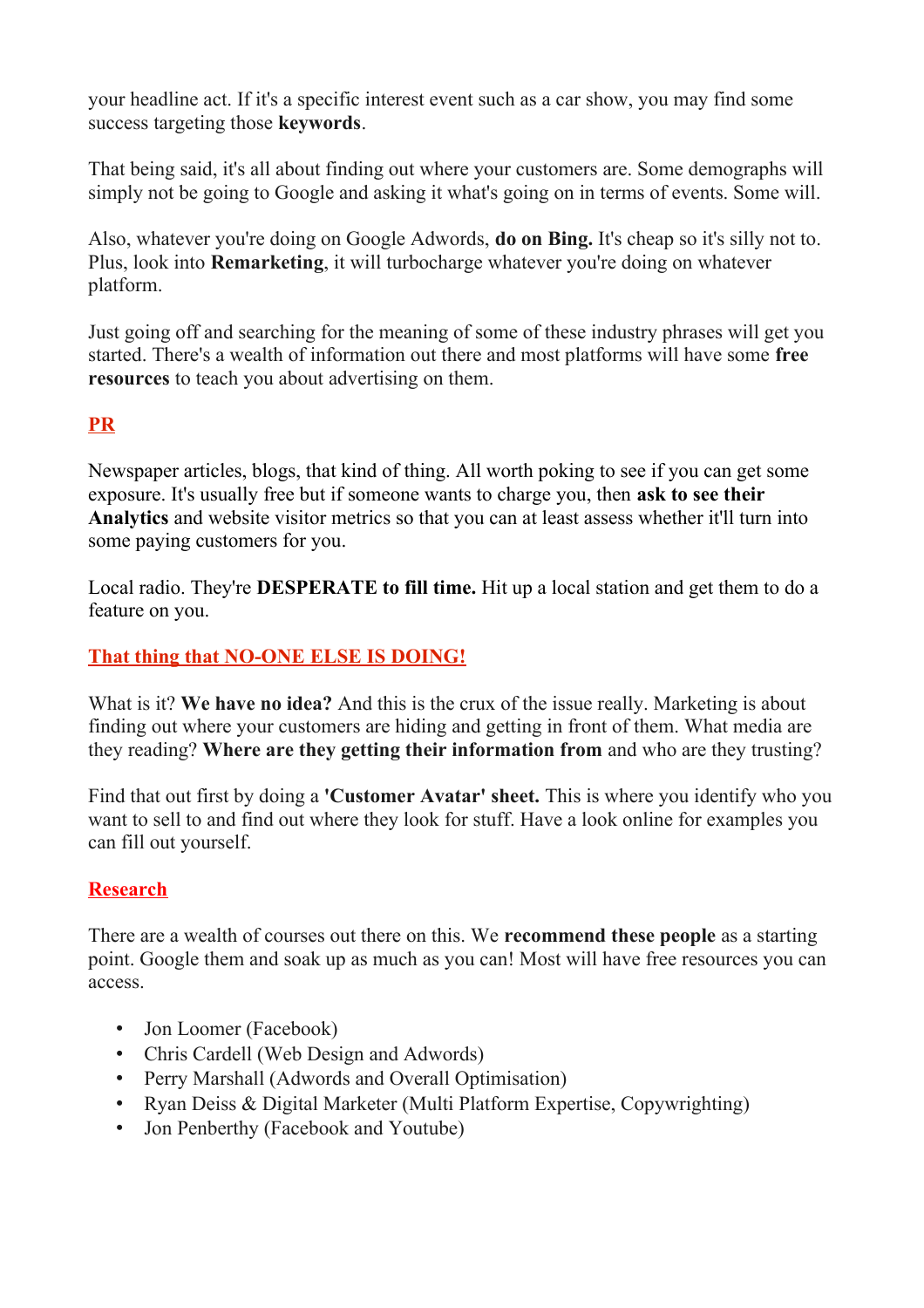your headline act. If it's a specific interest event such as a car show, you may find some success targeting those **keywords**.

That being said, it's all about finding out where your customers are. Some demographs will simply not be going to Google and asking it what's going on in terms of events. Some will.

Also, whatever you're doing on Google Adwords, **do on Bing.** It's cheap so it's silly not to. Plus, look into **Remarketing**, it will turbocharge whatever you're doing on whatever platform.

Just going off and searching for the meaning of some of these industry phrases will get you started. There's a wealth of information out there and most platforms will have some **free resources** to teach you about advertising on them.

## PR

Newspaper articles, blogs, that kind of thing. All worth poking to see if you can get some exposure. It's usually free but if someone wants to charge you, then **ask to see their Analytics** and website visitor metrics so that you can at least assess whether it'll turn into some paying customers for you.

Local radio. They're **DESPERATE to fill time.** Hit up a local station and get them to do a feature on you.

## That thing that NO-ONE ELSE IS DOING!

What is it? **We have no idea?** And this is the crux of the issue really. Marketing is about finding out where your customers are hiding and getting in front of them. What media are they reading? **Where are they getting their information from** and who are they trusting?

Find that out first by doing a **'Customer Avatar' sheet.** This is where you identify who you want to sell to and find out where they look for stuff. Have a look online for examples you can fill out yourself.

## Research

There are a wealth of courses out there on this. We **recommend these people** as a starting point. Google them and soak up as much as you can! Most will have free resources you can access.

- Jon Loomer (Facebook)
- Chris Cardell (Web Design and Adwords)
- Perry Marshall (Adwords and Overall Optimisation)
- Ryan Deiss & Digital Marketer (Multi Platform Expertise, Copywrighting)
- Jon Penberthy (Facebook and Youtube)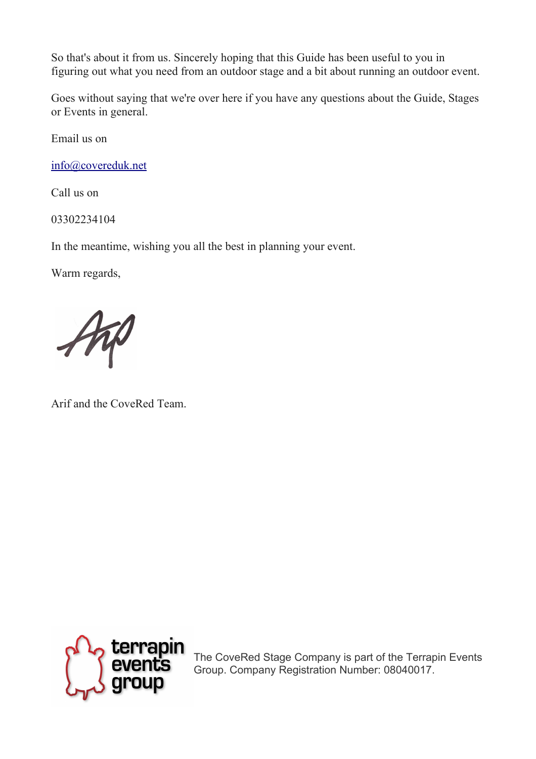So that's about it from us. Sincerely hoping that this Guide has been useful to you in figuring out what you need from an outdoor stage and a bit about running an outdoor event.

Goes without saying that we're over here if you have any questions about the Guide, Stages or Events in general.

Email us on

info@covereduk.net

Call us on

03302234104

In the meantime, wishing you all the best in planning your event.

Warm regards,

Arif and the CoveRed Team.

The CoveRed Stage Company is part of the Terrapin Events Group. Company Registration Number: 08040017.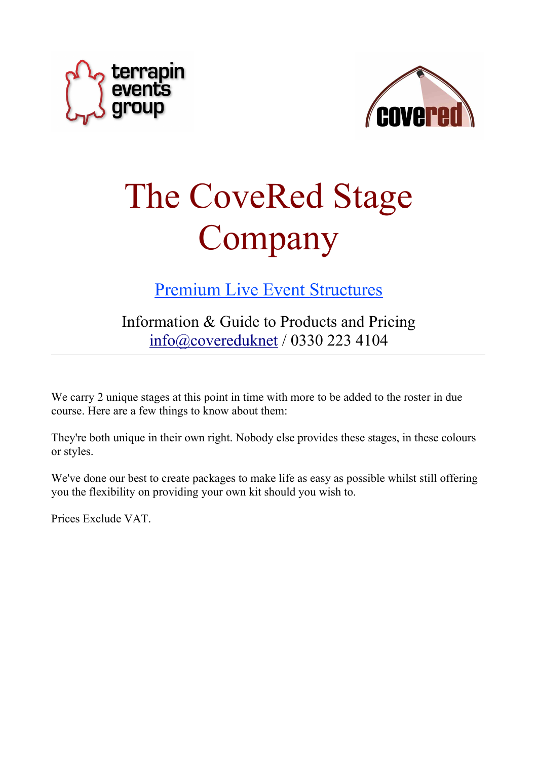# The CoveRed Stage Company

Premium Live Event Structures

Information & Guide to Products and Pricing
info@coveruknet / 0330 223 4104

---

We carry 2 unique stages at this point in time with more to be added to the roster in due course. Here are a few things to know about them:

They're both unique in their own right. Nobody else provides these stages, in these colours or styles.

We've done our best to create packages to make life as easy as possible whilst still offering you the flexibility on providing your own kit should you wish to.

Prices Exclude VAT.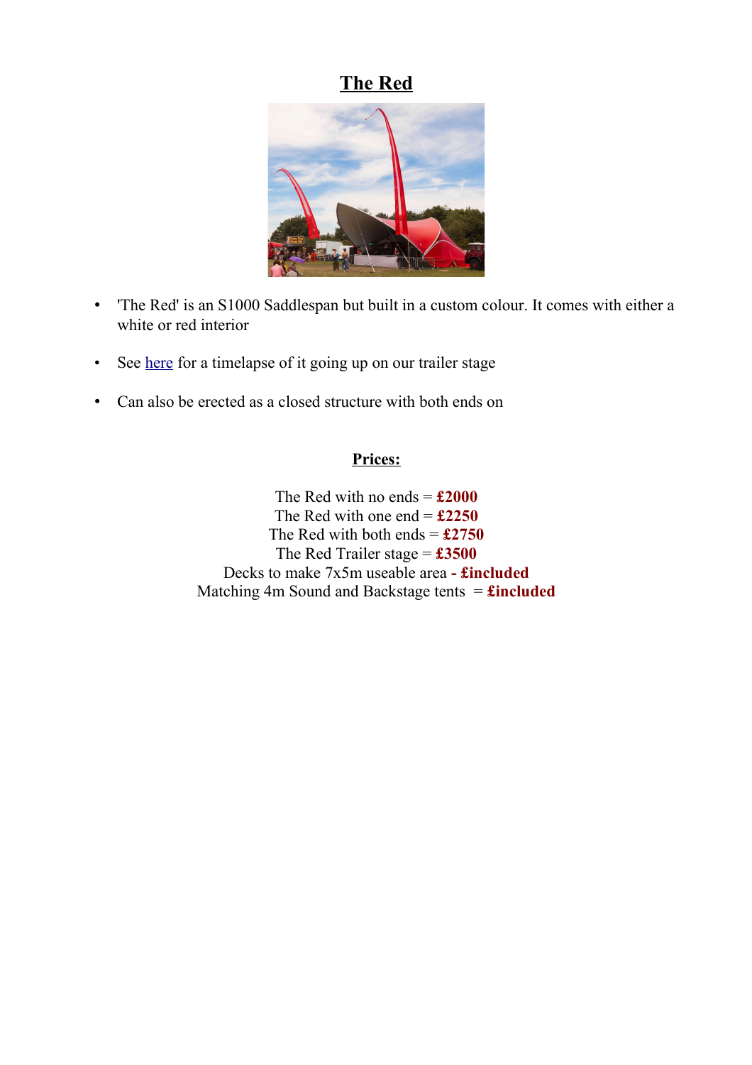# The Red

- 'The Red' is an S1000 Saddlespan but built in a custom colour. It comes with either a white or red interior
- See [here]() for a timelapse of it going up on our trailer stage
- Can also be erected as a closed structure with both ends on

## Prices:

The Red with no ends = **£2000**
The Red with one end = **£2250**
The Red with both ends = **£2750**
The Red Trailer stage = **£3500**
Decks to make 7x5m useable area **- £included**
Matching 4m Sound and Backstage tents = **£included**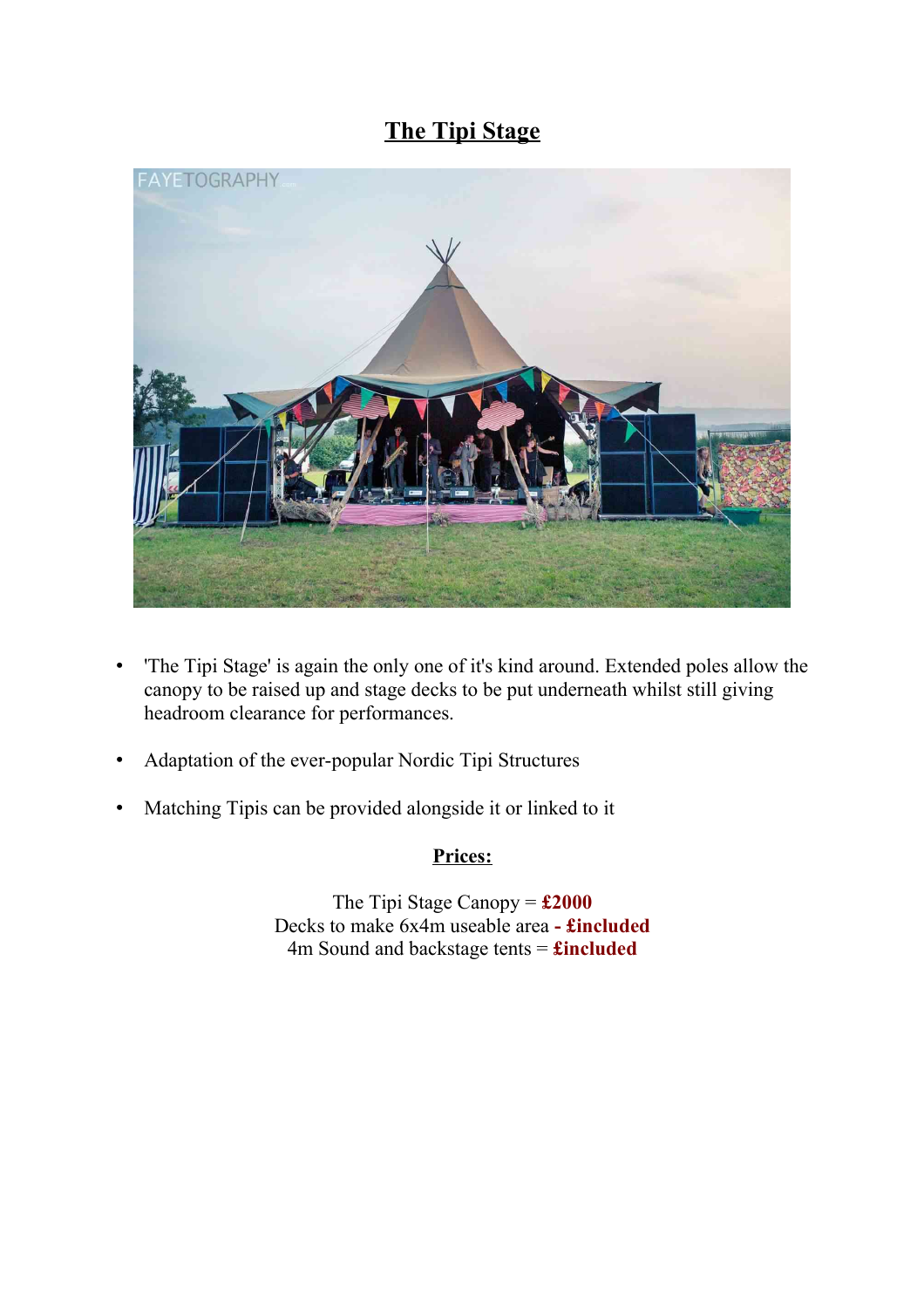# The Tipi Stage

- 'The Tipi Stage' is again the only one of it's kind around. Extended poles allow the canopy to be raised up and stage decks to be put underneath whilst still giving headroom clearance for performances.
- Adaptation of the ever-popular Nordic Tipi Structures
- Matching Tipis can be provided alongside it or linked to it

**Prices:**

The Tipi Stage Canopy = **£2000**
Decks to make 6x4m useable area **- £included**
4m Sound and backstage tents = **£included**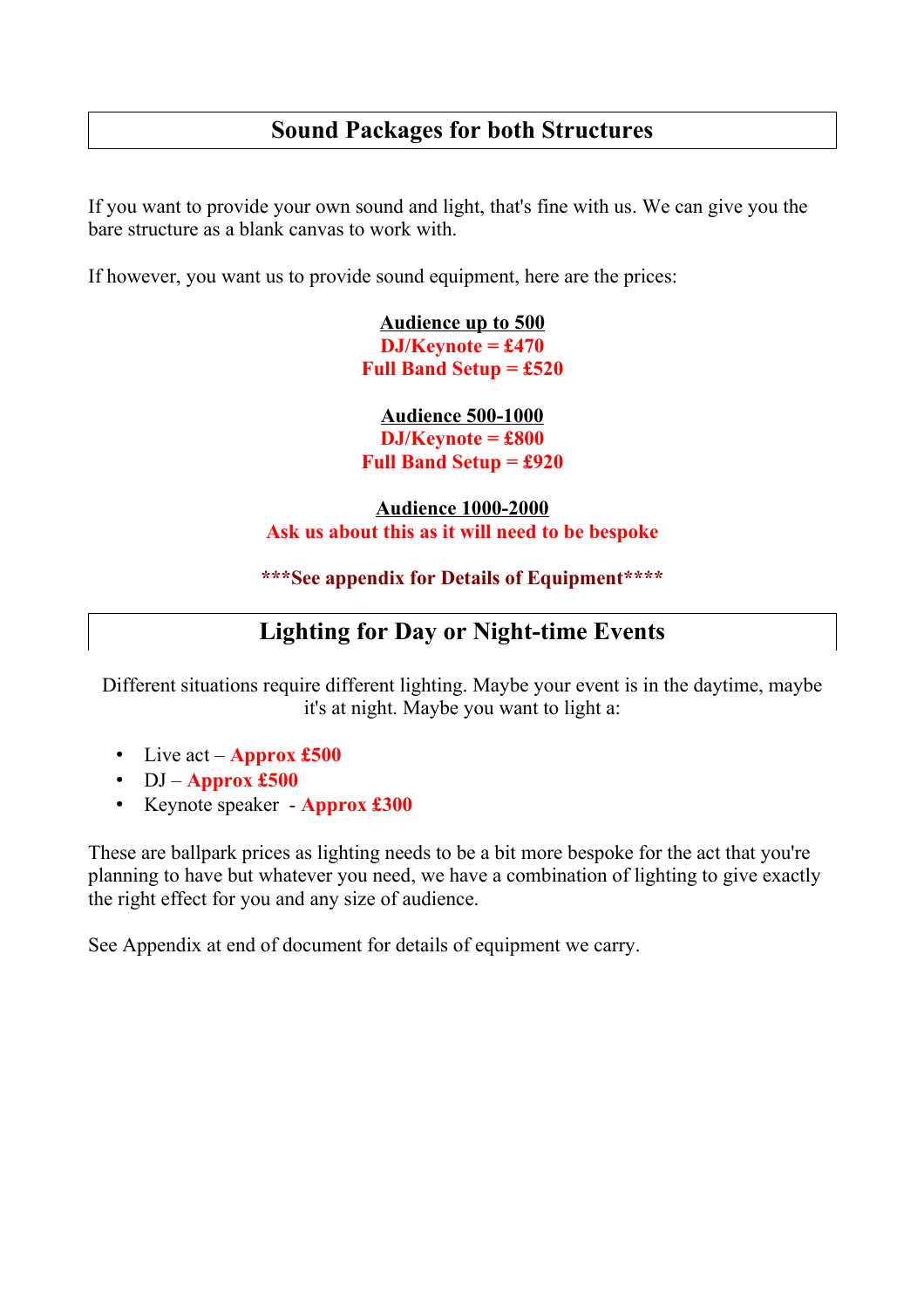## Sound Packages for both Structures

If you want to provide your own sound and light, that's fine with us. We can give you the bare structure as a blank canvas to work with.

If however, you want us to provide sound equipment, here are the prices:

**Audience up to 500**
**DJ/Keynote = £470**
**Full Band Setup = £520**

**Audience 500-1000**
**DJ/Keynote = £800**
**Full Band Setup = £920**

**Audience 1000-2000**
**Ask us about this as it will need to be bespoke**

**\*\*\*See appendix for Details of Equipment\*\*\*\***

## Lighting for Day or Night-time Events

Different situations require different lighting. Maybe your event is in the daytime, maybe it's at night. Maybe you want to light a:

- Live act – **Approx £500**
- DJ – **Approx £500**
- Keynote speaker - **Approx £300**

These are ballpark prices as lighting needs to be a bit more bespoke for the act that you're planning to have but whatever you need, we have a combination of lighting to give exactly the right effect for you and any size of audience.

See Appendix at end of document for details of equipment we carry.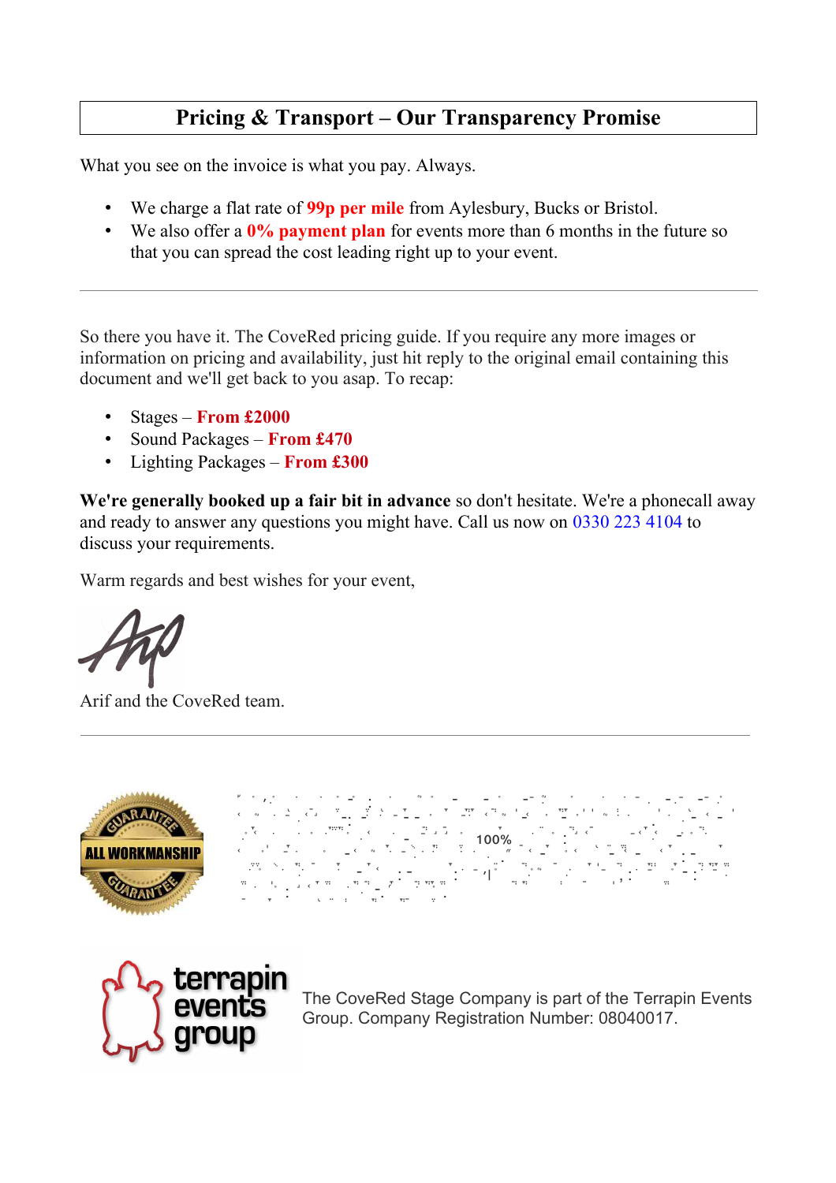## Pricing & Transport – Our Transparency Promise

What you see on the invoice is what you pay. Always.

- We charge a flat rate of **99p per mile** from Aylesbury, Bucks or Bristol.
- We also offer a **0% payment plan** for events more than 6 months in the future so that you can spread the cost leading right up to your event.

---

So there you have it. The CoveRed pricing guide. If you require any more images or information on pricing and availability, just hit reply to the original email containing this document and we'll get back to you asap. To recap:

- Stages – **From £2000**
- Sound Packages – **From £470**
- Lighting Packages – **From £300**

**We're generally booked up a fair bit in advance** so don't hesitate. We're a phonecall away and ready to answer any questions you might have. Call us now on 0330 223 4104 to discuss your requirements.

Warm regards and best wishes for your event,

Arif and the CoveRed team.

---

GUARANTEE ALL WORKMANSHIP GUARANTEE

100%

The CoveRed Stage Company is part of the Terrapin Events Group. Company Registration Number: 08040017.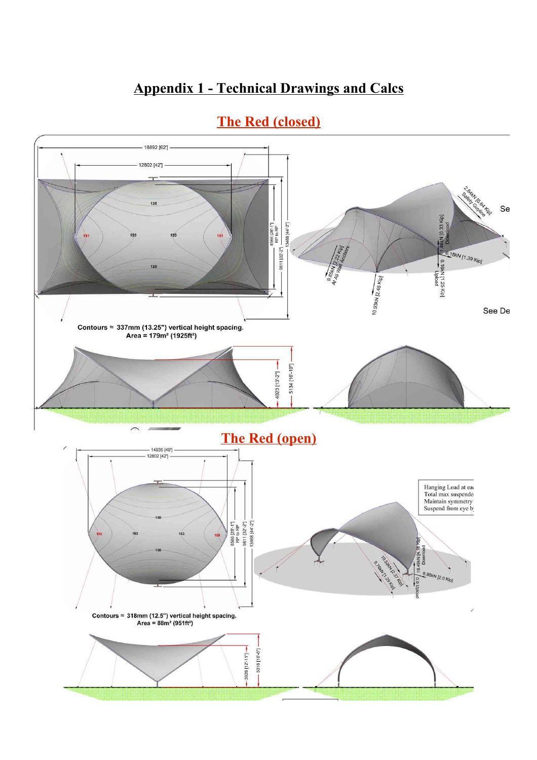# Appendix 1 - Technical Drawings and Calcs

## The Red (closed)

18892 [62']

12802 [42']

128

181 155 155 181

128

8566 [28'-1"] RP to RP

9811 [32'-2"]

13468 [44'-2"]

Contours ≈ 337mm (13.25") vertical height spacing.
Area = 179m² (1925ft²)

2.84kN [0.64 Kip] Safety Guyline

1.48kN [0.33 Kip] Download

6.18kN [1.39 Kip]

5.18kN [1.25 Kip] Upload

9.85kN [2.22 Kip] At All Wall Anchors

10.93kN [2.46 Kip]

4023 [13'-2"]

5134 [16'-10"]

## The Red (open)

14935 [49']

12802 [42']

150

188 163 163 188

150

8566 [28'-1"] RP to RP

9811 [32'-2"]

13468 [44'-2"]

Contours ≈ 318mm (12.5") vertical height spacing.
Area = 88m² (951ft²)

Hanging Load at eac
Total max suspende
Maintain symmetry
Suspend from eye b

18.49kN [4.16 Kip] Download

0.0 [0.0] Upload

8.86kN [2.0 Kip]

10.52kN [2.37 Kip]

5.76kN [1.29 Kip]

3926 [12'-11"]

5018 [16'-6"]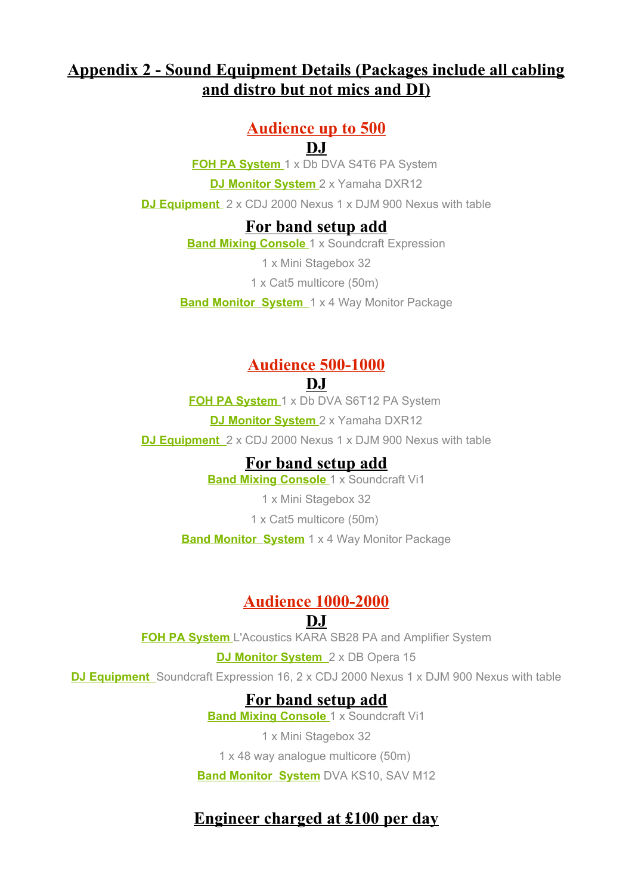# Appendix 2 - Sound Equipment Details (Packages include all cabling and distro but not mics and DI)

## Audience up to 500

### DJ

**FOH PA System** 1 x Db DVA S4T6 PA System

**DJ Monitor System** 2 x Yamaha DXR12

**DJ Equipment** 2 x CDJ 2000 Nexus 1 x DJM 900 Nexus with table

### For band setup add

**Band Mixing Console** 1 x Soundcraft Expression

1 x Mini Stagebox 32

1 x Cat5 multicore (50m)

**Band Monitor System** 1 x 4 Way Monitor Package

## Audience 500-1000

### DJ

**FOH PA System** 1 x Db DVA S6T12 PA System

**DJ Monitor System** 2 x Yamaha DXR12

**DJ Equipment** 2 x CDJ 2000 Nexus 1 x DJM 900 Nexus with table

### For band setup add

**Band Mixing Console** 1 x Soundcraft Vi1

1 x Mini Stagebox 32

1 x Cat5 multicore (50m)

**Band Monitor System** 1 x 4 Way Monitor Package

## Audience 1000-2000

### DJ

**FOH PA System** L'Acoustics KARA SB28 PA and Amplifier System

**DJ Monitor System** 2 x DB Opera 15

**DJ Equipment** Soundcraft Expression 16, 2 x CDJ 2000 Nexus 1 x DJM 900 Nexus with table

### For band setup add

**Band Mixing Console** 1 x Soundcraft Vi1

1 x Mini Stagebox 32

1 x 48 way analogue multicore (50m)

**Band Monitor System** DVA KS10, SAV M12

## Engineer charged at £100 per day